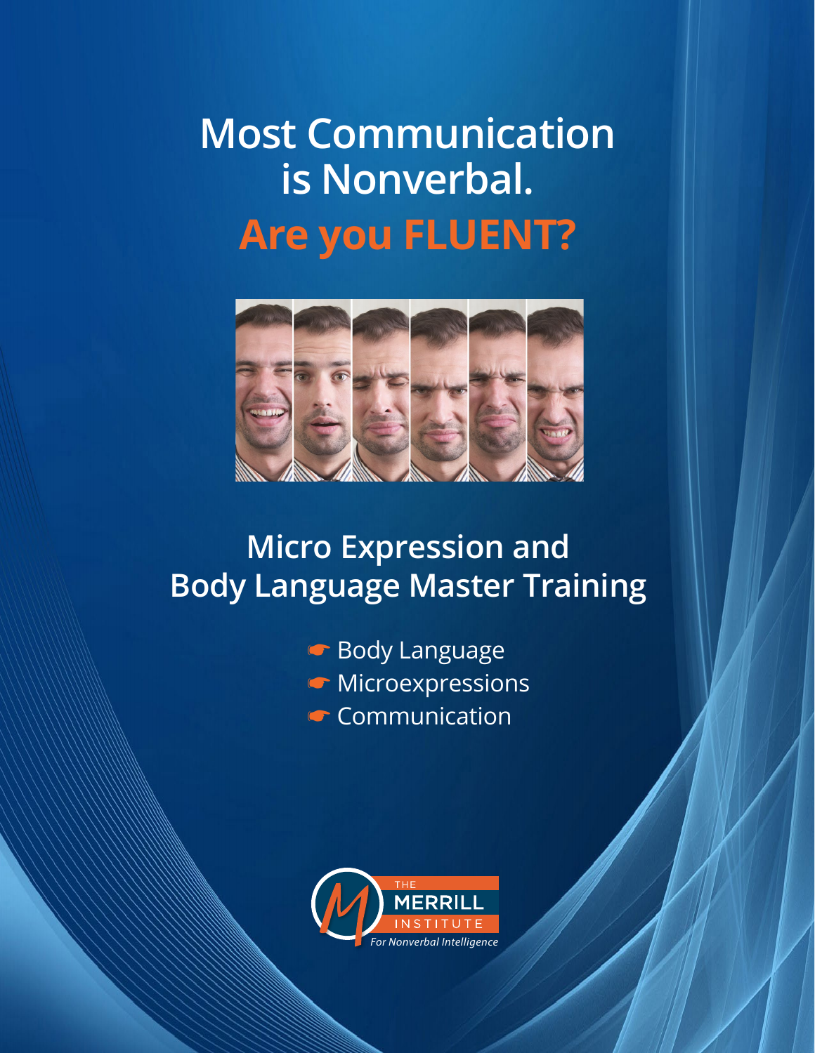# Most Communication is Nonverbal.

## Are you FLUENT?

## Micro Expression and Body Language Master Training

- Body Language
- Microexpressions
- Communication

THE MERRILL INSTITUTE

*For Nonverbal Intelligence*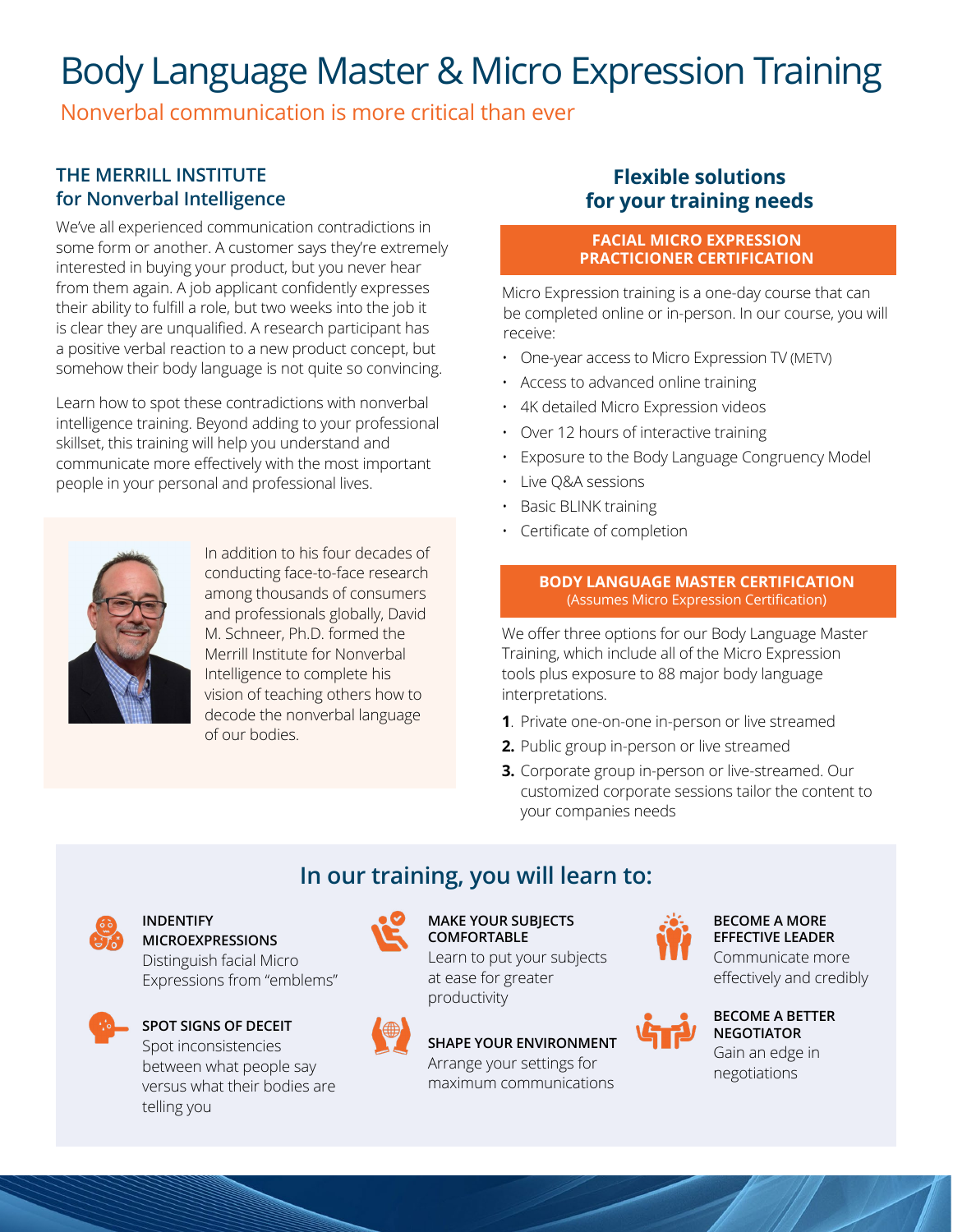# Body Language Master & Micro Expression Training

Nonverbal communication is more critical than ever

## THE MERRILL INSTITUTE for Nonverbal Intelligence

We've all experienced communication contradictions in some form or another. A customer says they're extremely interested in buying your product, but you never hear from them again. A job applicant confidently expresses their ability to fulfill a role, but two weeks into the job it is clear they are unqualified. A research participant has a positive verbal reaction to a new product concept, but somehow their body language is not quite so convincing.

Learn how to spot these contradictions with nonverbal intelligence training. Beyond adding to your professional skillset, this training will help you understand and communicate more effectively with the most important people in your personal and professional lives.

In addition to his four decades of conducting face-to-face research among thousands of consumers and professionals globally, David M. Schneer, Ph.D. formed the Merrill Institute for Nonverbal Intelligence to complete his vision of teaching others how to decode the nonverbal language of our bodies.

## Flexible solutions for your training needs

### FACIAL MICRO EXPRESSION PRACTICIONER CERTIFICATION

Micro Expression training is a one-day course that can be completed online or in-person. In our course, you will receive:

- One-year access to Micro Expression TV (METV)
- Access to advanced online training
- 4K detailed Micro Expression videos
- Over 12 hours of interactive training
- Exposure to the Body Language Congruency Model
- Live Q&A sessions
- Basic BLINK training
- Certificate of completion

### BODY LANGUAGE MASTER CERTIFICATION
(Assumes Micro Expression Certification)

We offer three options for our Body Language Master Training, which include all of the Micro Expression tools plus exposure to 88 major body language interpretations.

1. Private one-on-one in-person or live streamed
2. Public group in-person or live streamed
3. Corporate group in-person or live-streamed. Our customized corporate sessions tailor the content to your companies needs

## In our training, you will learn to:

**INDENTIFY MICROEXPRESSIONS**
Distinguish facial Micro Expressions from "emblems"

**SPOT SIGNS OF DECEIT**
Spot inconsistencies between what people say versus what their bodies are telling you

**MAKE YOUR SUBJECTS COMFORTABLE**
Learn to put your subjects at ease for greater productivity

**SHAPE YOUR ENVIRONMENT**
Arrange your settings for maximum communications

**BECOME A MORE EFFECTIVE LEADER**
Communicate more effectively and credibly

**BECOME A BETTER NEGOTIATOR**
Gain an edge in negotiations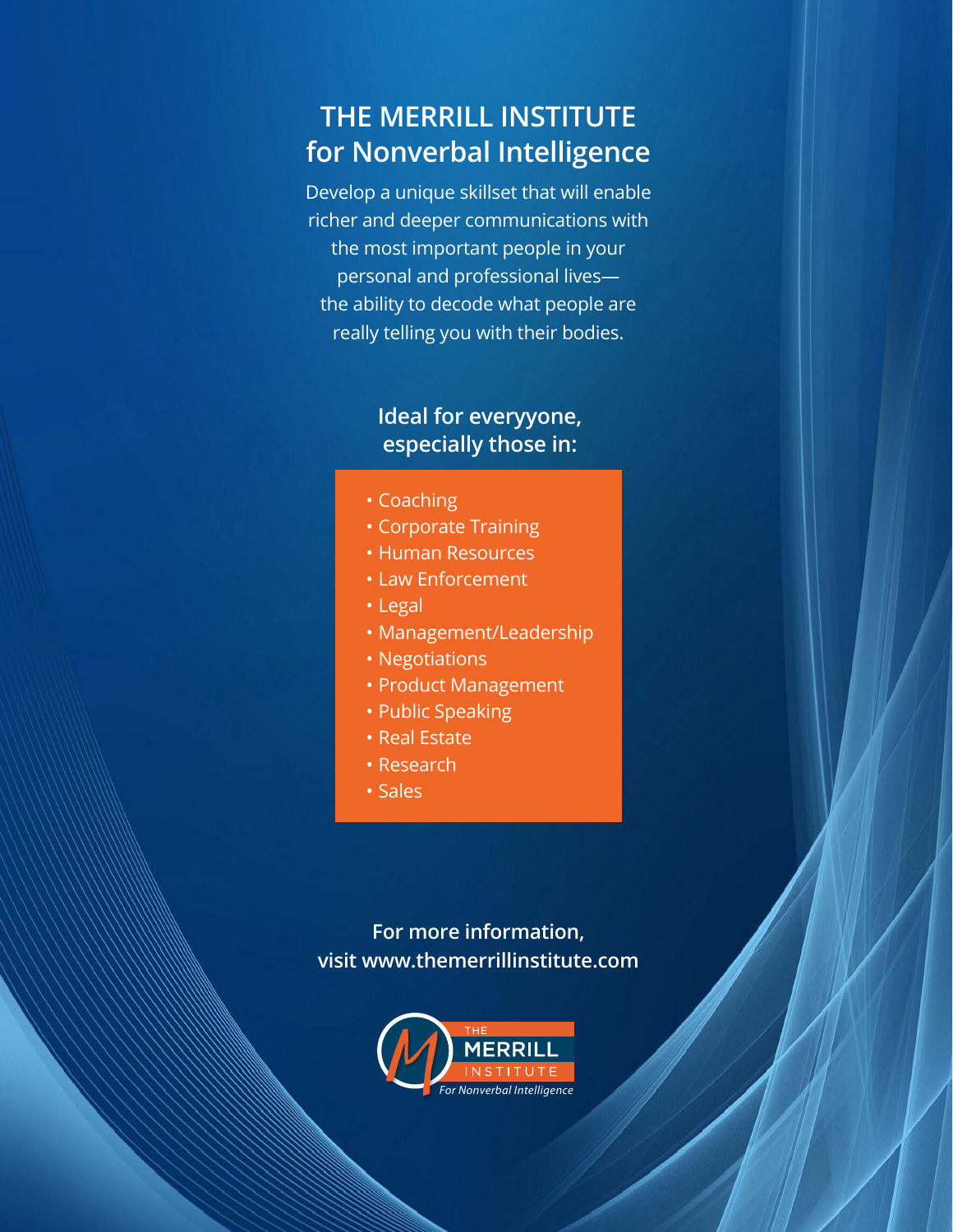# THE MERRILL INSTITUTE for Nonverbal Intelligence

Develop a unique skillset that will enable richer and deeper communications with the most important people in your personal and professional lives—the ability to decode what people are really telling you with their bodies.

**Ideal for everyyone, especially those in:**

- Coaching
- Corporate Training
- Human Resources
- Law Enforcement
- Legal
- Management/Leadership
- Negotiations
- Product Management
- Public Speaking
- Real Estate
- Research
- Sales

**For more information, visit www.themerrillinstitute.com**

THE MERRILL INSTITUTE
*For Nonverbal Intelligence*